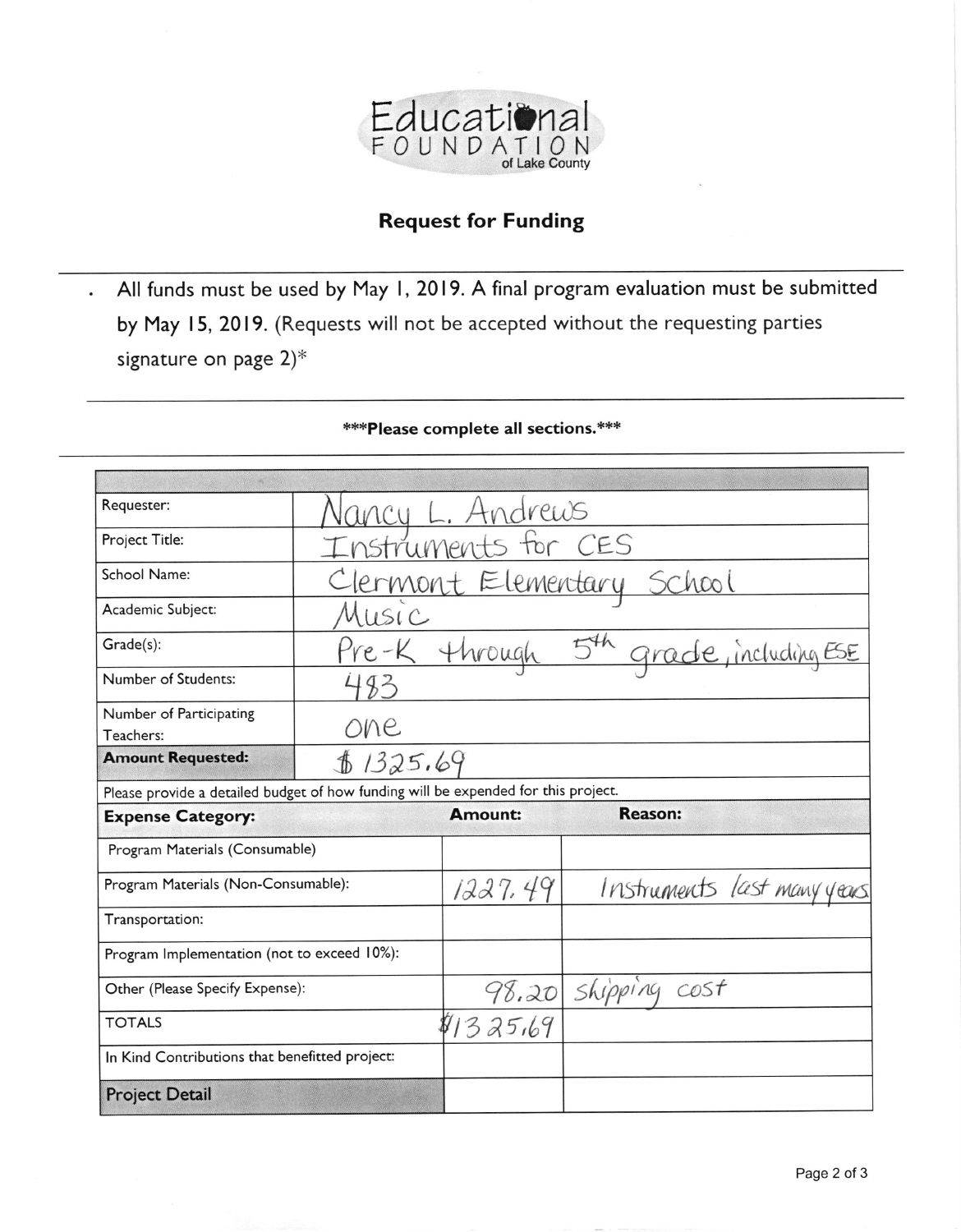Educational FOUNDATION of Lake County

## Request for Funding

- All funds must be used by May 1, 2019. A final program evaluation must be submitted by May 15, 2019. (Requests will not be accepted without the requesting parties signature on page 2)*

**\*\*\*Please complete all sections.\*\*\***

| | |
|---|---|
| Requester: | Nancy L. Andrews |
| Project Title: | Instruments for CES |
| School Name: | Clermont Elementary School |
| Academic Subject: | Music |
| Grade(s): | Pre-K through 5th grade, including ESE |
| Number of Students: | 483 |
| Number of Participating Teachers: | one |
| **Amount Requested:** | $1325.69 |

Please provide a detailed budget of how funding will be expended for this project.

| **Expense Category:** | **Amount:** | **Reason:** |
|---|---|---|
| Program Materials (Consumable) | | |
| Program Materials (Non-Consumable): | 1227.49 | Instruments last many years |
| Transportation: | | |
| Program Implementation (not to exceed 10%): | | |
| Other (Please Specify Expense): | 98.20 | shipping cost |
| TOTALS | $1325.69 | |
| In Kind Contributions that benefitted project: | | |
| **Project Detail** | | |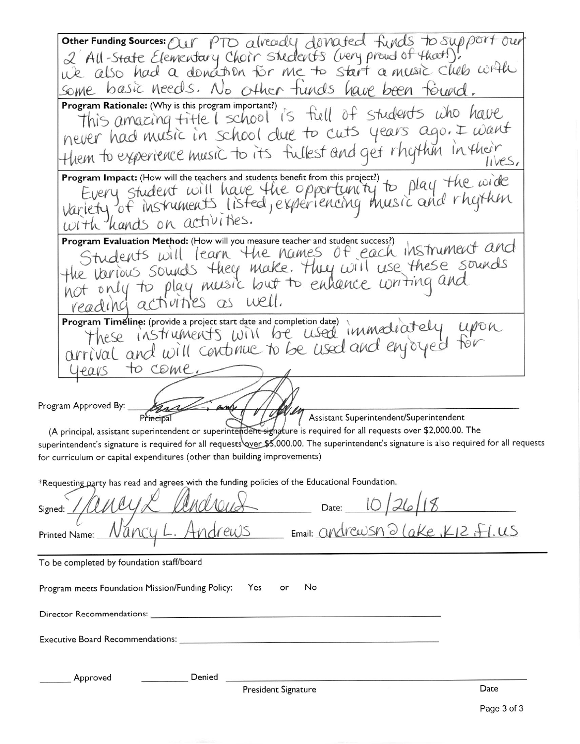**Other Funding Sources:** Our PTO already donated funds to support our 2 All-State Elementary Choir students (very proud of that!). We also had a donation for me to start a music club with some basic needs. No other funds have been found.

**Program Rationale:** (Why is this program important?)
This amazing title I school is full of students who have never had music in school due to cuts years ago. I want them to experience music to its fullest and get rhythm in their lives.

**Program Impact:** (How will the teachers and students benefit from this project?)
Every student will have the opportunity to play the wide variety of instruments listed, experiencing music and rhythm with hands on activities.

**Program Evaluation Method:** (How will you measure teacher and student success?)
Students will learn the names of each instrument and the various sounds they make. They will use these sounds not only to play music but to enhance writing and reading activities as well.

**Program Timeline:** (provide a project start date and completion date)
These instruments will be used immediately upon arrival and will continue to be used and enjoyed for years to come.

Program Approved By: ______________________
Principal Assistant Superintendent/Superintendent

(A principal, assistant superintendent or superintendent signature is required for all requests over $2,000.00. The superintendent's signature is required for all requests over $5,000.00. The superintendent's signature is also required for all requests for curriculum or capital expenditures (other than building improvements)

*Requesting party has read and agrees with the funding policies of the Educational Foundation.

Signed: Nancy L Andrews Date: 10/26/18

Printed Name: Nancy L. Andrews Email: andrewsn@lake.k12.fl.us

---

To be completed by foundation staff/board

Program meets Foundation Mission/Funding Policy: Yes or No

Director Recommendations: ______________________

Executive Board Recommendations: ______________________

_____ Approved _____ Denied ______________________
President Signature Date